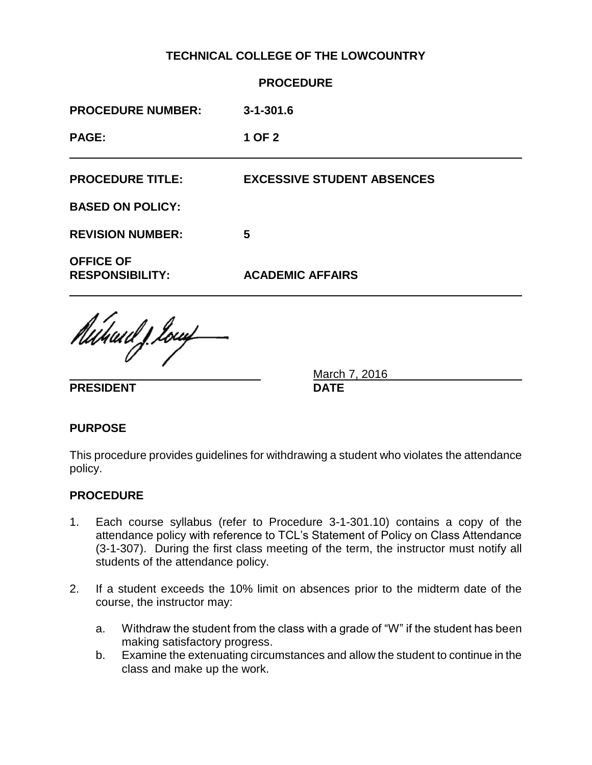# TECHNICAL COLLEGE OF THE LOWCOUNTRY

## PROCEDURE

| | |
|---|---|
| **PROCEDURE NUMBER:** | **3-1-301.6** |
| **PAGE:** | **1 OF 2** |
| **PROCEDURE TITLE:** | **EXCESSIVE STUDENT ABSENCES** |
| **BASED ON POLICY:** | |
| **REVISION NUMBER:** | **5** |
| **OFFICE OF RESPONSIBILITY:** | **ACADEMIC AFFAIRS** |

**PRESIDENT** 

**DATE** March 7, 2016

## PURPOSE

This procedure provides guidelines for withdrawing a student who violates the attendance policy.

## PROCEDURE

1. Each course syllabus (refer to Procedure 3-1-301.10) contains a copy of the attendance policy with reference to TCL's Statement of Policy on Class Attendance (3-1-307). During the first class meeting of the term, the instructor must notify all students of the attendance policy.

2. If a student exceeds the 10% limit on absences prior to the midterm date of the course, the instructor may:

   a. Withdraw the student from the class with a grade of "W" if the student has been making satisfactory progress.
   
   b. Examine the extenuating circumstances and allow the student to continue in the class and make up the work.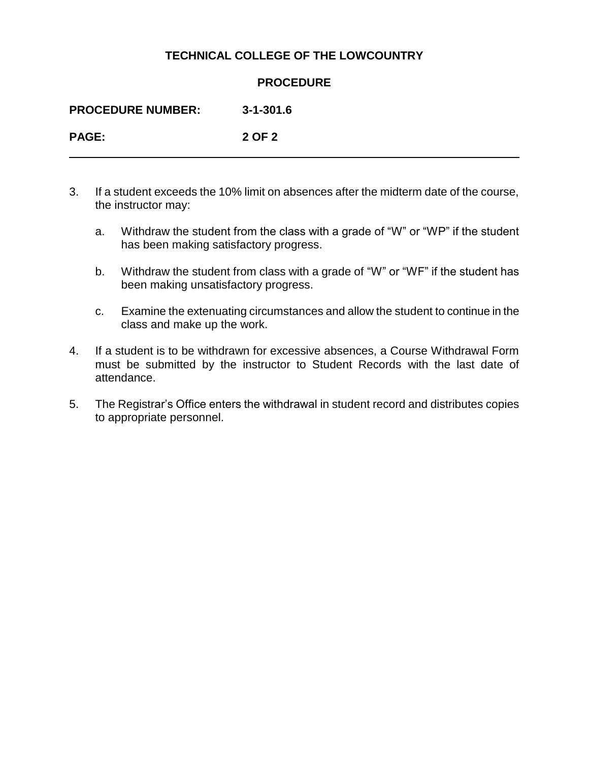3. If a student exceeds the 10% limit on absences after the midterm date of the course, the instructor may:

   a. Withdraw the student from the class with a grade of "W" or "WP" if the student has been making satisfactory progress.

   b. Withdraw the student from class with a grade of "W" or "WF" if the student has been making unsatisfactory progress.

   c. Examine the extenuating circumstances and allow the student to continue in the class and make up the work.

4. If a student is to be withdrawn for excessive absences, a Course Withdrawal Form must be submitted by the instructor to Student Records with the last date of attendance.

5. The Registrar's Office enters the withdrawal in student record and distributes copies to appropriate personnel.